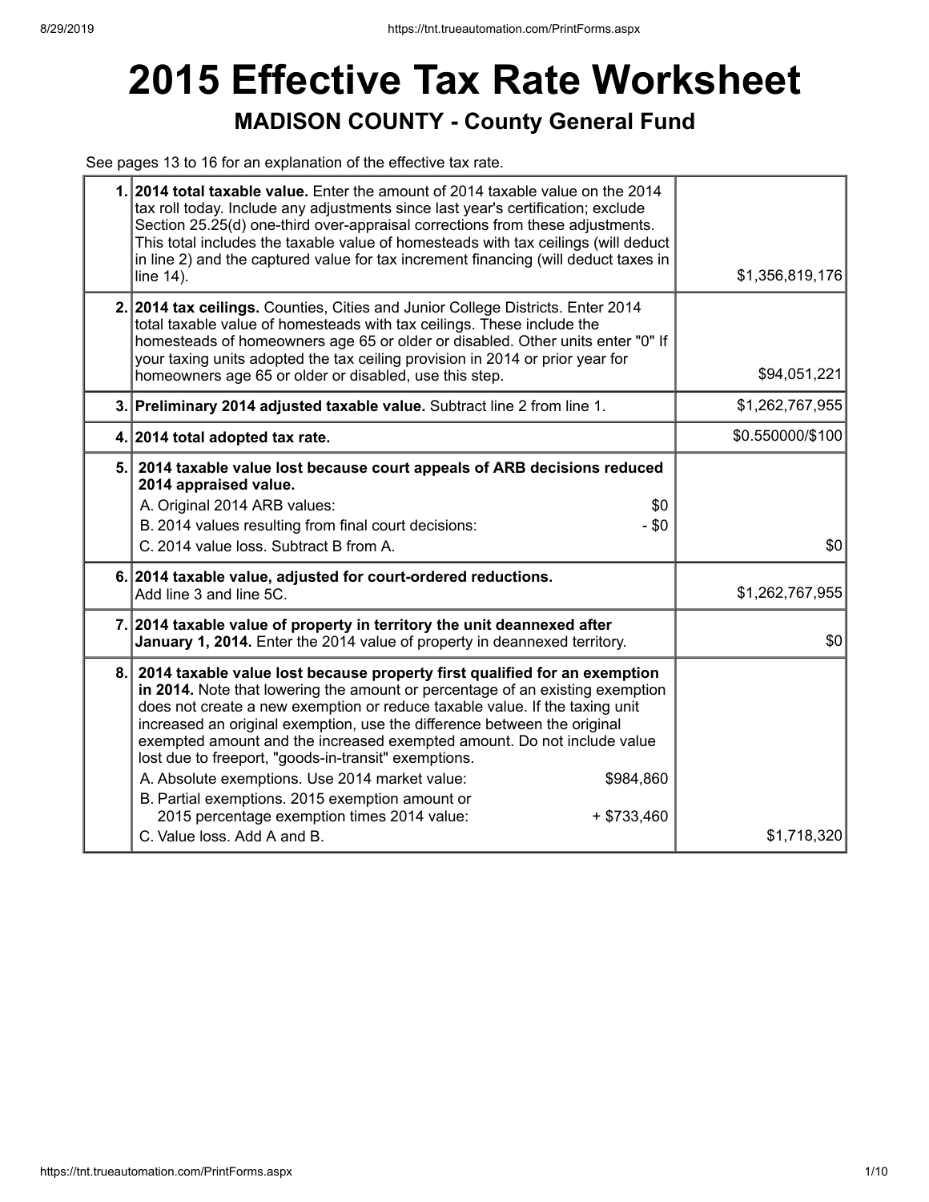# 2015 Effective Tax Rate Worksheet

## MADISON COUNTY - County General Fund

See pages 13 to 16 for an explanation of the effective tax rate.

| | | |
|---|---|---|
| 1. | **2014 total taxable value.** Enter the amount of 2014 taxable value on the 2014 tax roll today. Include any adjustments since last year's certification; exclude Section 25.25(d) one-third over-appraisal corrections from these adjustments. This total includes the taxable value of homesteads with tax ceilings (will deduct in line 2) and the captured value for tax increment financing (will deduct taxes in line 14). | $1,356,819,176 |
| 2. | **2014 tax ceilings.** Counties, Cities and Junior College Districts. Enter 2014 total taxable value of homesteads with tax ceilings. These include the homesteads of homeowners age 65 or older or disabled. Other units enter "0" If your taxing units adopted the tax ceiling provision in 2014 or prior year for homeowners age 65 or older or disabled, use this step. | $94,051,221 |
| 3. | **Preliminary 2014 adjusted taxable value.** Subtract line 2 from line 1. | $1,262,767,955 |
| 4. | **2014 total adopted tax rate.** | $0.550000/$100 |
| 5. | **2014 taxable value lost because court appeals of ARB decisions reduced 2014 appraised value.**<br>A. Original 2014 ARB values: $0<br>B. 2014 values resulting from final court decisions: - $0<br>C. 2014 value loss. Subtract B from A. | $0 |
| 6. | **2014 taxable value, adjusted for court-ordered reductions.** Add line 3 and line 5C. | $1,262,767,955 |
| 7. | **2014 taxable value of property in territory the unit deannexed after January 1, 2014.** Enter the 2014 value of property in deannexed territory. | $0 |
| 8. | **2014 taxable value lost because property first qualified for an exemption in 2014.** Note that lowering the amount or percentage of an existing exemption does not create a new exemption or reduce taxable value. If the taxing unit increased an original exemption, use the difference between the original exempted amount and the increased exempted amount. Do not include value lost due to freeport, "goods-in-transit" exemptions.<br>A. Absolute exemptions. Use 2014 market value: $984,860<br>B. Partial exemptions. 2015 exemption amount or 2015 percentage exemption times 2014 value: + $733,460<br>C. Value loss. Add A and B. | $1,718,320 |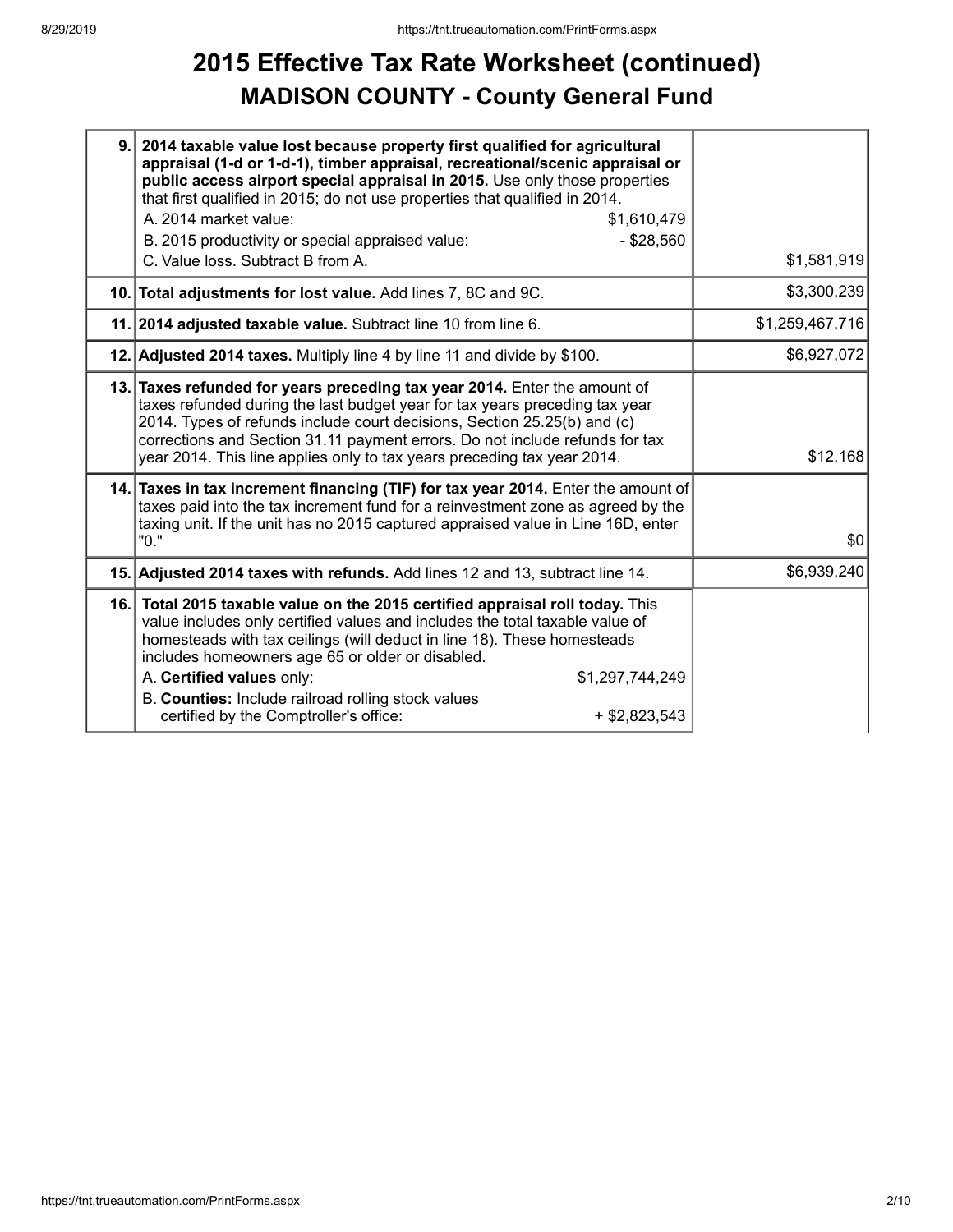# 2015 Effective Tax Rate Worksheet (continued)

## MADISON COUNTY - County General Fund

| | | |
|---|---|---|
| 9. | **2014 taxable value lost because property first qualified for agricultural appraisal (1-d or 1-d-1), timber appraisal, recreational/scenic appraisal or public access airport special appraisal in 2015.** Use only those properties that first qualified in 2015; do not use properties that qualified in 2014.<br>A. 2014 market value: $1,610,479<br>B. 2015 productivity or special appraised value: - $28,560<br>C. Value loss. Subtract B from A. | $1,581,919 |
| 10. | **Total adjustments for lost value.** Add lines 7, 8C and 9C. | $3,300,239 |
| 11. | **2014 adjusted taxable value.** Subtract line 10 from line 6. | $1,259,467,716 |
| 12. | **Adjusted 2014 taxes.** Multiply line 4 by line 11 and divide by $100. | $6,927,072 |
| 13. | **Taxes refunded for years preceding tax year 2014.** Enter the amount of taxes refunded during the last budget year for tax years preceding tax year 2014. Types of refunds include court decisions, Section 25.25(b) and (c) corrections and Section 31.11 payment errors. Do not include refunds for tax year 2014. This line applies only to tax years preceding tax year 2014. | $12,168 |
| 14. | **Taxes in tax increment financing (TIF) for tax year 2014.** Enter the amount of taxes paid into the tax increment fund for a reinvestment zone as agreed by the taxing unit. If the unit has no 2015 captured appraised value in Line 16D, enter "0." | $0 |
| 15. | **Adjusted 2014 taxes with refunds.** Add lines 12 and 13, subtract line 14. | $6,939,240 |
| 16. | **Total 2015 taxable value on the 2015 certified appraisal roll today.** This value includes only certified values and includes the total taxable value of homesteads with tax ceilings (will deduct in line 18). These homesteads includes homeowners age 65 or older or disabled.<br>A. **Certified values** only: $1,297,744,249<br>B. **Counties:** Include railroad rolling stock values certified by the Comptroller's office: + $2,823,543 | |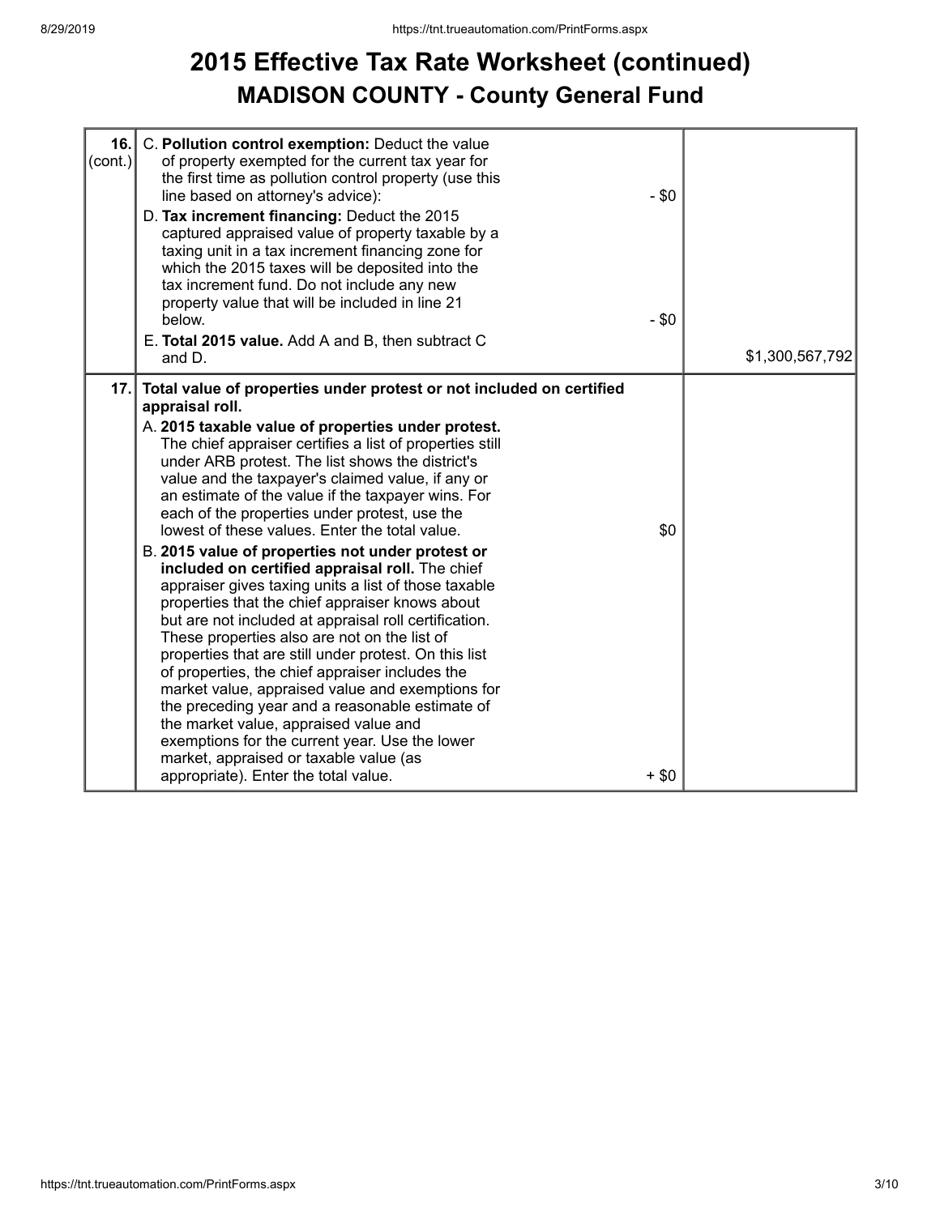# 2015 Effective Tax Rate Worksheet (continued)

## MADISON COUNTY - County General Fund

| | | | |
|---|---|---|---|
| 16. (cont.) | C. **Pollution control exemption:** Deduct the value of property exempted for the current tax year for the first time as pollution control property (use this line based on attorney's advice):<br>D. **Tax increment financing:** Deduct the 2015 captured appraised value of property taxable by a taxing unit in a tax increment financing zone for which the 2015 taxes will be deposited into the tax increment fund. Do not include any new property value that will be included in line 21 below.<br>E. **Total 2015 value.** Add A and B, then subtract C and D. | - $0<br><br>- $0 | $1,300,567,792 |
| 17. | **Total value of properties under protest or not included on certified appraisal roll.**<br>A. **2015 taxable value of properties under protest.** The chief appraiser certifies a list of properties still under ARB protest. The list shows the district's value and the taxpayer's claimed value, if any or an estimate of the value if the taxpayer wins. For each of the properties under protest, use the lowest of these values. Enter the total value.<br>B. **2015 value of properties not under protest or included on certified appraisal roll.** The chief appraiser gives taxing units a list of those taxable properties that the chief appraiser knows about but are not included at appraisal roll certification. These properties also are not on the list of properties that are still under protest. On this list of properties, the chief appraiser includes the market value, appraised value and exemptions for the preceding year and a reasonable estimate of the market value, appraised value and exemptions for the current year. Use the lower market, appraised or taxable value (as appropriate). Enter the total value. | $0<br><br>+ $0 | |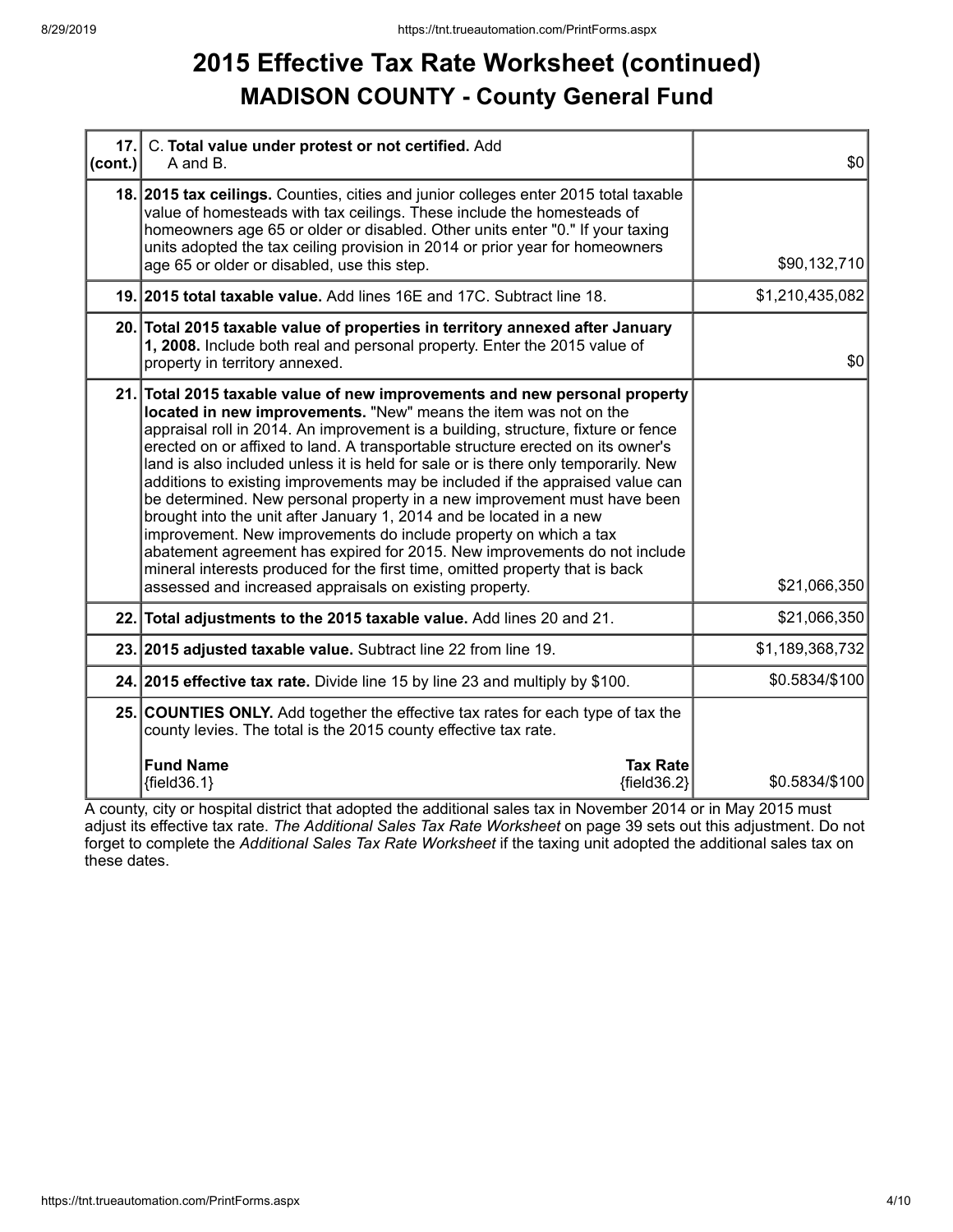# 2015 Effective Tax Rate Worksheet (continued)

## MADISON COUNTY - County General Fund

| | | |
|---|---|---|
| 17. (cont.) | C. **Total value under protest or not certified.** Add A and B. | $0 |
| 18. | **2015 tax ceilings.** Counties, cities and junior colleges enter 2015 total taxable value of homesteads with tax ceilings. These include the homesteads of homeowners age 65 or older or disabled. Other units enter "0." If your taxing units adopted the tax ceiling provision in 2014 or prior year for homeowners age 65 or older or disabled, use this step. | $90,132,710 |
| 19. | **2015 total taxable value.** Add lines 16E and 17C. Subtract line 18. | $1,210,435,082 |
| 20. | **Total 2015 taxable value of properties in territory annexed after January 1, 2008.** Include both real and personal property. Enter the 2015 value of property in territory annexed. | $0 |
| 21. | **Total 2015 taxable value of new improvements and new personal property located in new improvements.** "New" means the item was not on the appraisal roll in 2014. An improvement is a building, structure, fixture or fence erected on or affixed to land. A transportable structure erected on its owner's land is also included unless it is held for sale or is there only temporarily. New additions to existing improvements may be included if the appraised value can be determined. New personal property in a new improvement must have been brought into the unit after January 1, 2014 and be located in a new improvement. New improvements do include property on which a tax abatement agreement has expired for 2015. New improvements do not include mineral interests produced for the first time, omitted property that is back assessed and increased appraisals on existing property. | $21,066,350 |
| 22. | **Total adjustments to the 2015 taxable value.** Add lines 20 and 21. | $21,066,350 |
| 23. | **2015 adjusted taxable value.** Subtract line 22 from line 19. | $1,189,368,732 |
| 24. | **2015 effective tax rate.** Divide line 15 by line 23 and multiply by $100. | $0.5834/$100 |
| 25. | **COUNTIES ONLY.** Add together the effective tax rates for each type of tax the county levies. The total is the 2015 county effective tax rate.<br><br>**Fund Name** {field36.1} — **Tax Rate** {field36.2} | $0.5834/$100 |

A county, city or hospital district that adopted the additional sales tax in November 2014 or in May 2015 must adjust its effective tax rate. *The Additional Sales Tax Rate Worksheet* on page 39 sets out this adjustment. Do not forget to complete the *Additional Sales Tax Rate Worksheet* if the taxing unit adopted the additional sales tax on these dates.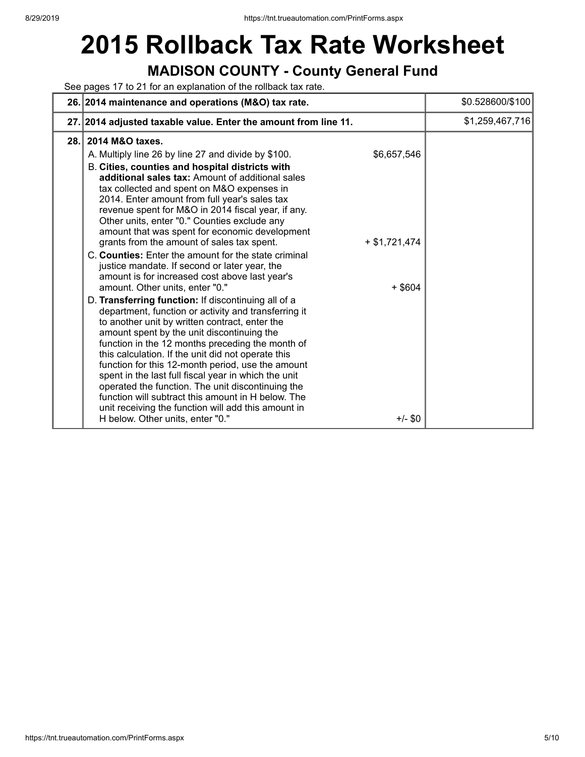# 2015 Rollback Tax Rate Worksheet

## MADISON COUNTY - County General Fund

See pages 17 to 21 for an explanation of the rollback tax rate.

| | | | |
|---|---|---|---|
| 26. | **2014 maintenance and operations (M&O) tax rate.** | | $0.528600/$100 |
| 27. | **2014 adjusted taxable value. Enter the amount from line 11.** | | $1,259,467,716 |
| 28. | **2014 M&O taxes.**<br>A. Multiply line 26 by line 27 and divide by $100. | $6,657,546 | |
| | B. **Cities, counties and hospital districts with additional sales tax:** Amount of additional sales tax collected and spent on M&O expenses in 2014. Enter amount from full year's sales tax revenue spent for M&O in 2014 fiscal year, if any. Other units, enter "0." Counties exclude any amount that was spent for economic development grants from the amount of sales tax spent. | + $1,721,474 | |
| | C. **Counties:** Enter the amount for the state criminal justice mandate. If second or later year, the amount is for increased cost above last year's amount. Other units, enter "0." | + $604 | |
| | D. **Transferring function:** If discontinuing all of a department, function or activity and transferring it to another unit by written contract, enter the amount spent by the unit discontinuing the function in the 12 months preceding the month of this calculation. If the unit did not operate this function for this 12-month period, use the amount spent in the last full fiscal year in which the unit operated the function. The unit discontinuing the function will subtract this amount in H below. The unit receiving the function will add this amount in H below. Other units, enter "0." | +/- $0 | |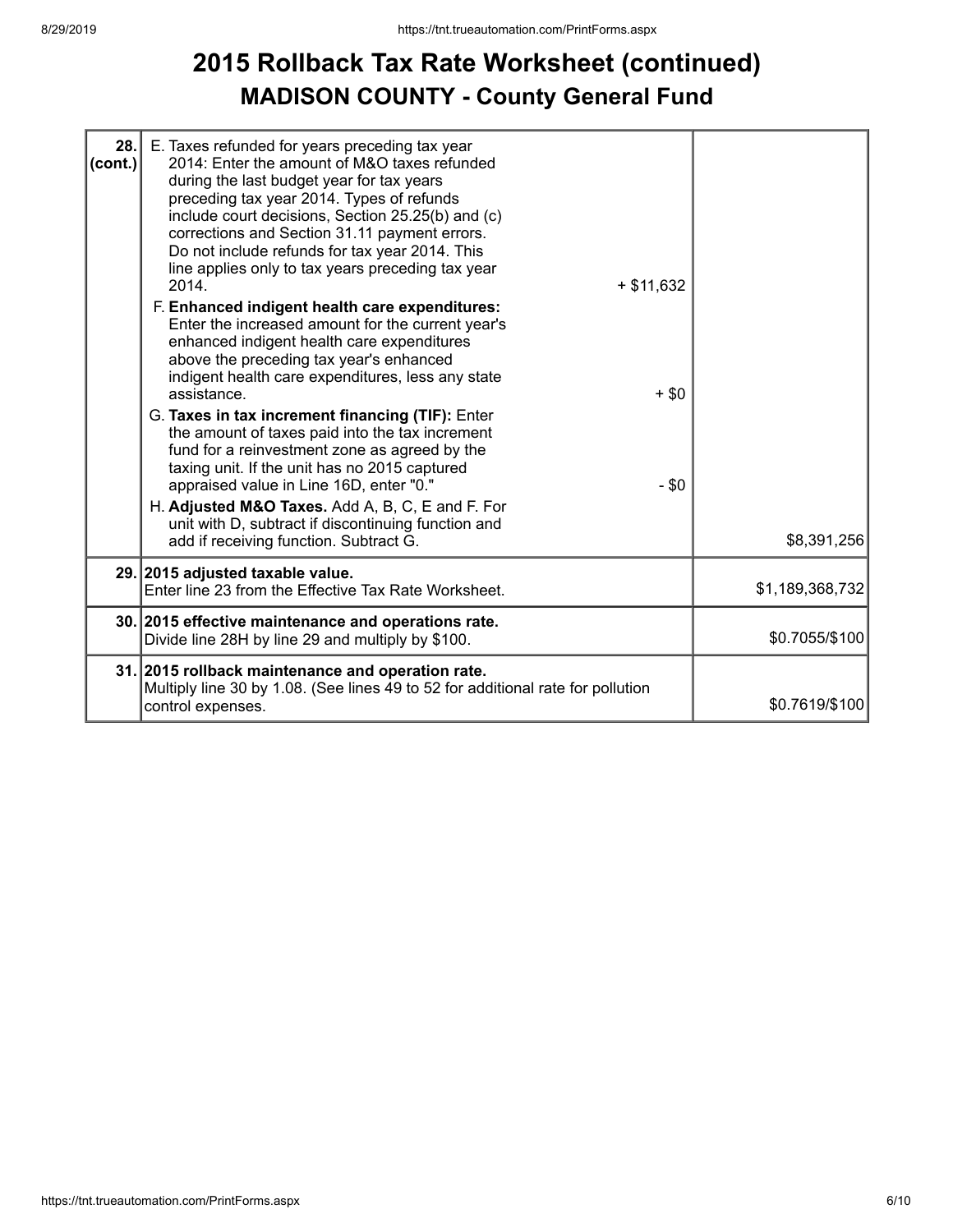# 2015 Rollback Tax Rate Worksheet (continued)

## MADISON COUNTY - County General Fund

| | | |
|---|---|---|
| **28. (cont.)** | E. Taxes refunded for years preceding tax year 2014: Enter the amount of M&O taxes refunded during the last budget year for tax years preceding tax year 2014. Types of refunds include court decisions, Section 25.25(b) and (c) corrections and Section 31.11 payment errors. Do not include refunds for tax year 2014. This line applies only to tax years preceding tax year 2014. + $11,632<br>F. **Enhanced indigent health care expenditures:** Enter the increased amount for the current year's enhanced indigent health care expenditures above the preceding tax year's enhanced indigent health care expenditures, less any state assistance. + $0<br>G. **Taxes in tax increment financing (TIF):** Enter the amount of taxes paid into the tax increment fund for a reinvestment zone as agreed by the taxing unit. If the unit has no 2015 captured appraised value in Line 16D, enter "0." - $0<br>H. **Adjusted M&O Taxes.** Add A, B, C, E and F. For unit with D, subtract if discontinuing function and add if receiving function. Subtract G. | $8,391,256 |
| **29.** | **2015 adjusted taxable value.**<br>Enter line 23 from the Effective Tax Rate Worksheet. | $1,189,368,732 |
| **30.** | **2015 effective maintenance and operations rate.**<br>Divide line 28H by line 29 and multiply by $100. | $0.7055/$100 |
| **31.** | **2015 rollback maintenance and operation rate.**<br>Multiply line 30 by 1.08. (See lines 49 to 52 for additional rate for pollution control expenses. | $0.7619/$100 |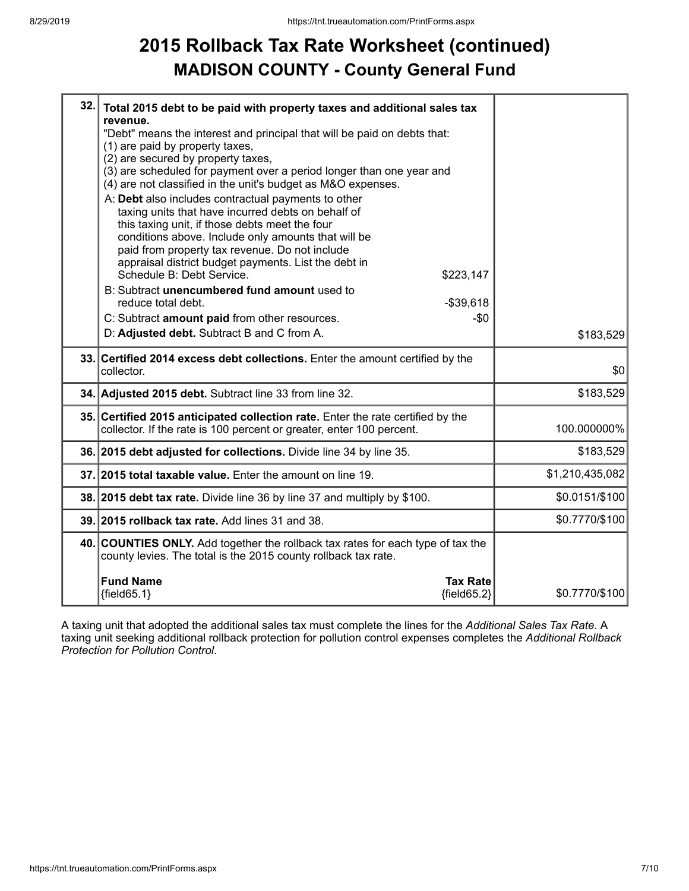# 2015 Rollback Tax Rate Worksheet (continued)

## MADISON COUNTY - County General Fund

| | | |
|---|---|---|
| 32. | **Total 2015 debt to be paid with property taxes and additional sales tax revenue.**<br>"Debt" means the interest and principal that will be paid on debts that:<br>(1) are paid by property taxes,<br>(2) are secured by property taxes,<br>(3) are scheduled for payment over a period longer than one year and<br>(4) are not classified in the unit's budget as M&O expenses.<br>A: **Debt** also includes contractual payments to other taxing units that have incurred debts on behalf of this taxing unit, if those debts meet the four conditions above. Include only amounts that will be paid from property tax revenue. Do not include appraisal district budget payments. List the debt in Schedule B: Debt Service. $223,147<br>B: Subtract **unencumbered fund amount** used to reduce total debt. -$39,618<br>C: Subtract **amount paid** from other resources. -$0<br>D: **Adjusted debt.** Subtract B and C from A. | $183,529 |
| 33. | **Certified 2014 excess debt collections.** Enter the amount certified by the collector. | $0 |
| 34. | **Adjusted 2015 debt.** Subtract line 33 from line 32. | $183,529 |
| 35. | **Certified 2015 anticipated collection rate.** Enter the rate certified by the collector. If the rate is 100 percent or greater, enter 100 percent. | 100.000000% |
| 36. | **2015 debt adjusted for collections.** Divide line 34 by line 35. | $183,529 |
| 37. | **2015 total taxable value.** Enter the amount on line 19. | $1,210,435,082 |
| 38. | **2015 debt tax rate.** Divide line 36 by line 37 and multiply by $100. | $0.0151/$100 |
| 39. | **2015 rollback tax rate.** Add lines 31 and 38. | $0.7770/$100 |
| 40. | **COUNTIES ONLY.** Add together the rollback tax rates for each type of tax the county levies. The total is the 2015 county rollback tax rate.<br>**Fund Name** **Tax Rate**<br>{field65.1} {field65.2} | $0.7770/$100 |

A taxing unit that adopted the additional sales tax must complete the lines for the *Additional Sales Tax Rate*. A taxing unit seeking additional rollback protection for pollution control expenses completes the *Additional Rollback Protection for Pollution Control*.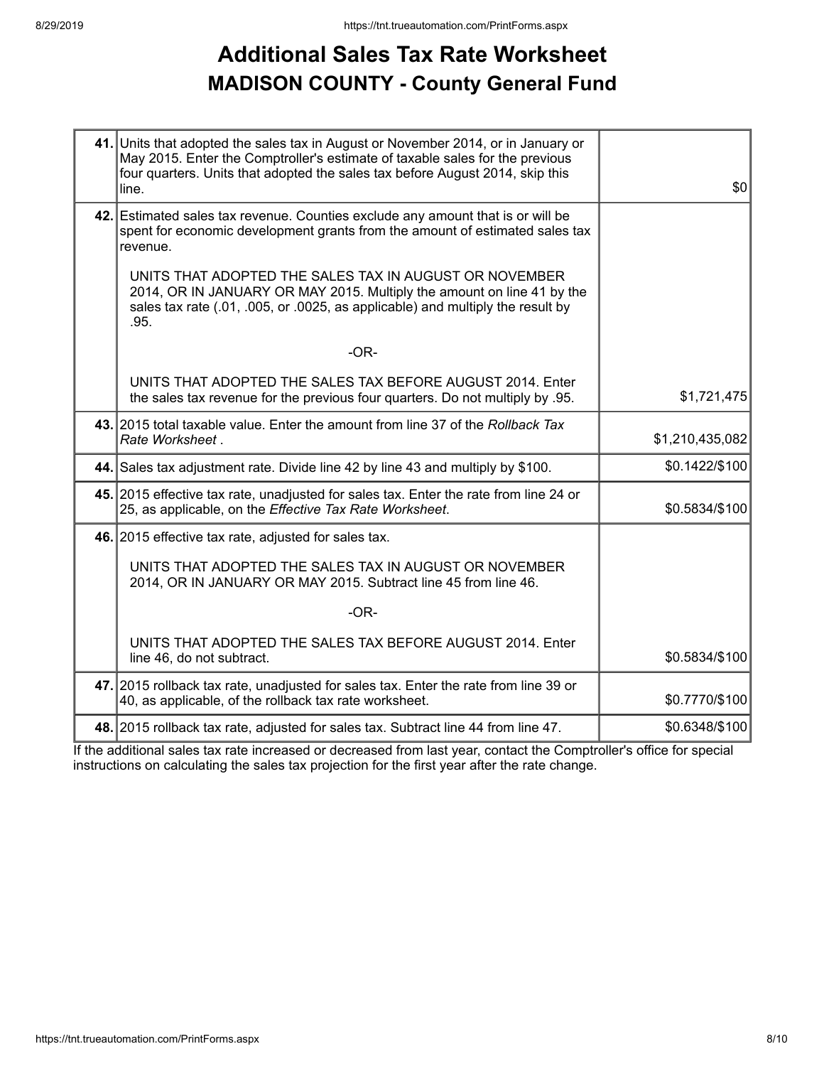# Additional Sales Tax Rate Worksheet

## MADISON COUNTY - County General Fund

| | | |
|---|---|---|
| **41.** | Units that adopted the sales tax in August or November 2014, or in January or May 2015. Enter the Comptroller's estimate of taxable sales for the previous four quarters. Units that adopted the sales tax before August 2014, skip this line. | $0 |
| **42.** | Estimated sales tax revenue. Counties exclude any amount that is or will be spent for economic development grants from the amount of estimated sales tax revenue.<br><br>UNITS THAT ADOPTED THE SALES TAX IN AUGUST OR NOVEMBER 2014, OR IN JANUARY OR MAY 2015. Multiply the amount on line 41 by the sales tax rate (.01, .005, or .0025, as applicable) and multiply the result by .95.<br><br>-OR-<br><br>UNITS THAT ADOPTED THE SALES TAX BEFORE AUGUST 2014. Enter the sales tax revenue for the previous four quarters. Do not multiply by .95. | $1,721,475 |
| **43.** | 2015 total taxable value. Enter the amount from line 37 of the *Rollback Tax Rate Worksheet* . | $1,210,435,082 |
| **44.** | Sales tax adjustment rate. Divide line 42 by line 43 and multiply by $100. | $0.1422/$100 |
| **45.** | 2015 effective tax rate, unadjusted for sales tax. Enter the rate from line 24 or 25, as applicable, on the *Effective Tax Rate Worksheet*. | $0.5834/$100 |
| **46.** | 2015 effective tax rate, adjusted for sales tax.<br><br>UNITS THAT ADOPTED THE SALES TAX IN AUGUST OR NOVEMBER 2014, OR IN JANUARY OR MAY 2015. Subtract line 45 from line 46.<br><br>-OR-<br><br>UNITS THAT ADOPTED THE SALES TAX BEFORE AUGUST 2014. Enter line 46, do not subtract. | $0.5834/$100 |
| **47.** | 2015 rollback tax rate, unadjusted for sales tax. Enter the rate from line 39 or 40, as applicable, of the rollback tax rate worksheet. | $0.7770/$100 |
| **48.** | 2015 rollback tax rate, adjusted for sales tax. Subtract line 44 from line 47. | $0.6348/$100 |

If the additional sales tax rate increased or decreased from last year, contact the Comptroller's office for special instructions on calculating the sales tax projection for the first year after the rate change.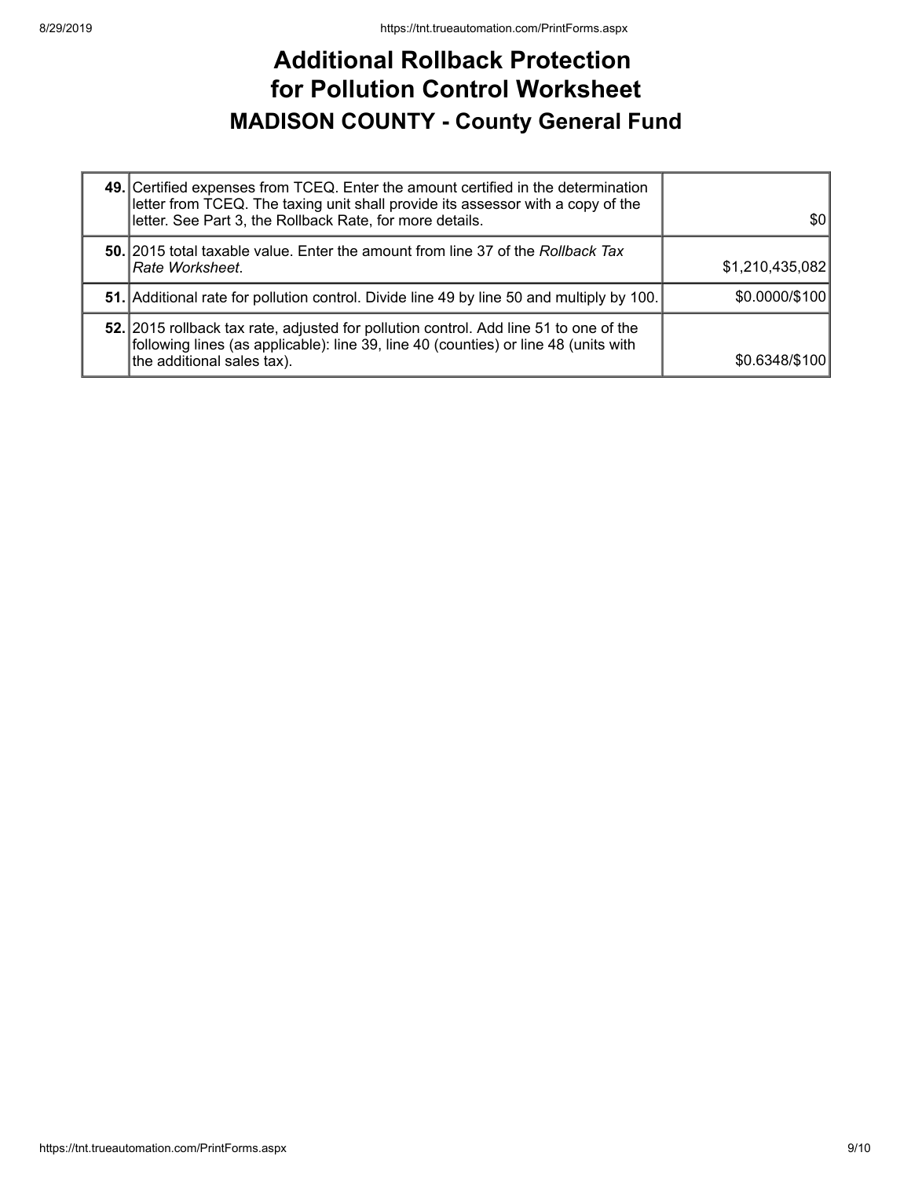# Additional Rollback Protection for Pollution Control Worksheet

## MADISON COUNTY - County General Fund

| | | |
|---|---|---|
| **49.** | Certified expenses from TCEQ. Enter the amount certified in the determination letter from TCEQ. The taxing unit shall provide its assessor with a copy of the letter. See Part 3, the Rollback Rate, for more details. | $0 |
| **50.** | 2015 total taxable value. Enter the amount from line 37 of the *Rollback Tax Rate Worksheet*. | $1,210,435,082 |
| **51.** | Additional rate for pollution control. Divide line 49 by line 50 and multiply by 100. | $0.0000/$100 |
| **52.** | 2015 rollback tax rate, adjusted for pollution control. Add line 51 to one of the following lines (as applicable): line 39, line 40 (counties) or line 48 (units with the additional sales tax). | $0.6348/$100 |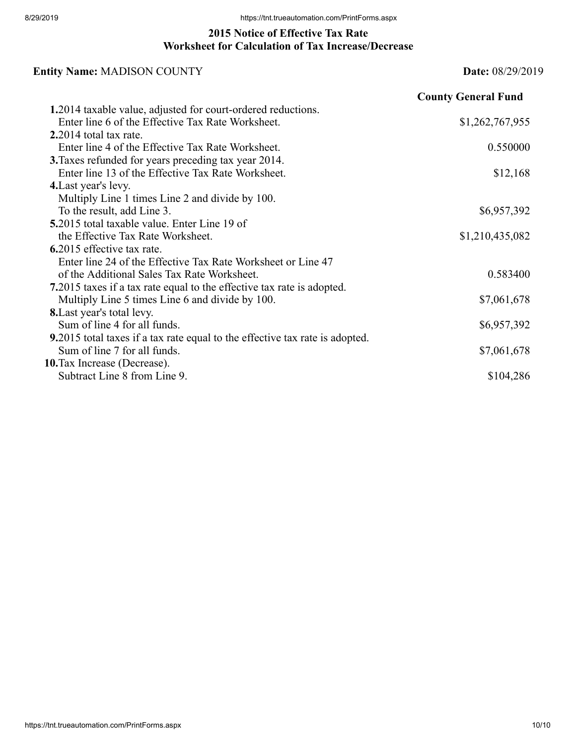## 2015 Notice of Effective Tax Rate
## Worksheet for Calculation of Tax Increase/Decrease

**Entity Name:** MADISON COUNTY **Date:** 08/29/2019

| | **County General Fund** |
|---|---|
| **1.** 2014 taxable value, adjusted for court-ordered reductions. Enter line 6 of the Effective Tax Rate Worksheet. | $1,262,767,955 |
| **2.** 2014 total tax rate. Enter line 4 of the Effective Tax Rate Worksheet. | 0.550000 |
| **3.** Taxes refunded for years preceding tax year 2014. Enter line 13 of the Effective Tax Rate Worksheet. | $12,168 |
| **4.** Last year's levy. Multiply Line 1 times Line 2 and divide by 100. To the result, add Line 3. | $6,957,392 |
| **5.** 2015 total taxable value. Enter Line 19 of the Effective Tax Rate Worksheet. | $1,210,435,082 |
| **6.** 2015 effective tax rate. Enter line 24 of the Effective Tax Rate Worksheet or Line 47 of the Additional Sales Tax Rate Worksheet. | 0.583400 |
| **7.** 2015 taxes if a tax rate equal to the effective tax rate is adopted. Multiply Line 5 times Line 6 and divide by 100. | $7,061,678 |
| **8.** Last year's total levy. Sum of line 4 for all funds. | $6,957,392 |
| **9.** 2015 total taxes if a tax rate equal to the effective tax rate is adopted. Sum of line 7 for all funds. | $7,061,678 |
| **10.** Tax Increase (Decrease). Subtract Line 8 from Line 9. | $104,286 |